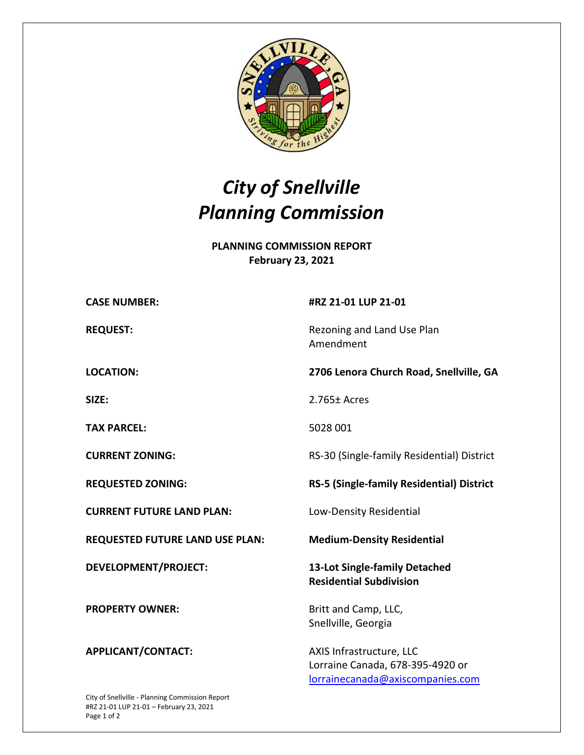# *City of Snellville*
# *Planning Commission*

**PLANNING COMMISSION REPORT**
**February 23, 2021**

| | |
|---|---|
| **CASE NUMBER:** | **#RZ 21-01 LUP 21-01** |
| **REQUEST:** | Rezoning and Land Use Plan Amendment |
| **LOCATION:** | **2706 Lenora Church Road, Snellville, GA** |
| **SIZE:** | 2.765± Acres |
| **TAX PARCEL:** | 5028 001 |
| **CURRENT ZONING:** | RS-30 (Single-family Residential) District |
| **REQUESTED ZONING:** | **RS-5 (Single-family Residential) District** |
| **CURRENT FUTURE LAND PLAN:** | Low-Density Residential |
| **REQUESTED FUTURE LAND USE PLAN:** | **Medium-Density Residential** |
| **DEVELOPMENT/PROJECT:** | **13-Lot Single-family Detached Residential Subdivision** |
| **PROPERTY OWNER:** | Britt and Camp, LLC, Snellville, Georgia |
| **APPLICANT/CONTACT:** | AXIS Infrastructure, LLC<br>Lorraine Canada, 678-395-4920 or lorrainecanada@axiscompanies.com |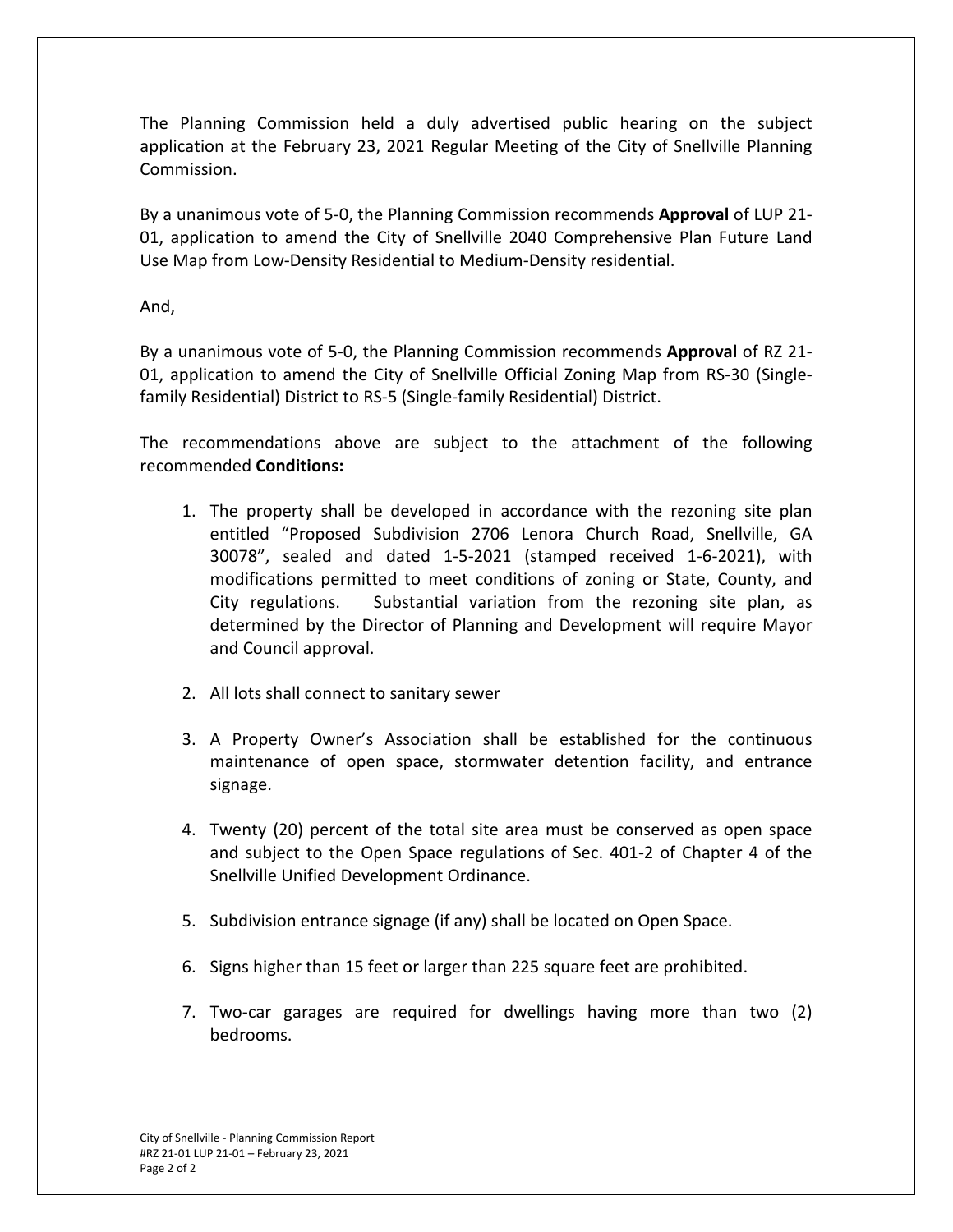The Planning Commission held a duly advertised public hearing on the subject application at the February 23, 2021 Regular Meeting of the City of Snellville Planning Commission.

By a unanimous vote of 5-0, the Planning Commission recommends **Approval** of LUP 21-01, application to amend the City of Snellville 2040 Comprehensive Plan Future Land Use Map from Low-Density Residential to Medium-Density residential.

And,

By a unanimous vote of 5-0, the Planning Commission recommends **Approval** of RZ 21-01, application to amend the City of Snellville Official Zoning Map from RS-30 (Single-family Residential) District to RS-5 (Single-family Residential) District.

The recommendations above are subject to the attachment of the following recommended **Conditions:**

1. The property shall be developed in accordance with the rezoning site plan entitled "Proposed Subdivision 2706 Lenora Church Road, Snellville, GA 30078", sealed and dated 1-5-2021 (stamped received 1-6-2021), with modifications permitted to meet conditions of zoning or State, County, and City regulations. Substantial variation from the rezoning site plan, as determined by the Director of Planning and Development will require Mayor and Council approval.

2. All lots shall connect to sanitary sewer

3. A Property Owner's Association shall be established for the continuous maintenance of open space, stormwater detention facility, and entrance signage.

4. Twenty (20) percent of the total site area must be conserved as open space and subject to the Open Space regulations of Sec. 401-2 of Chapter 4 of the Snellville Unified Development Ordinance.

5. Subdivision entrance signage (if any) shall be located on Open Space.

6. Signs higher than 15 feet or larger than 225 square feet are prohibited.

7. Two-car garages are required for dwellings having more than two (2) bedrooms.